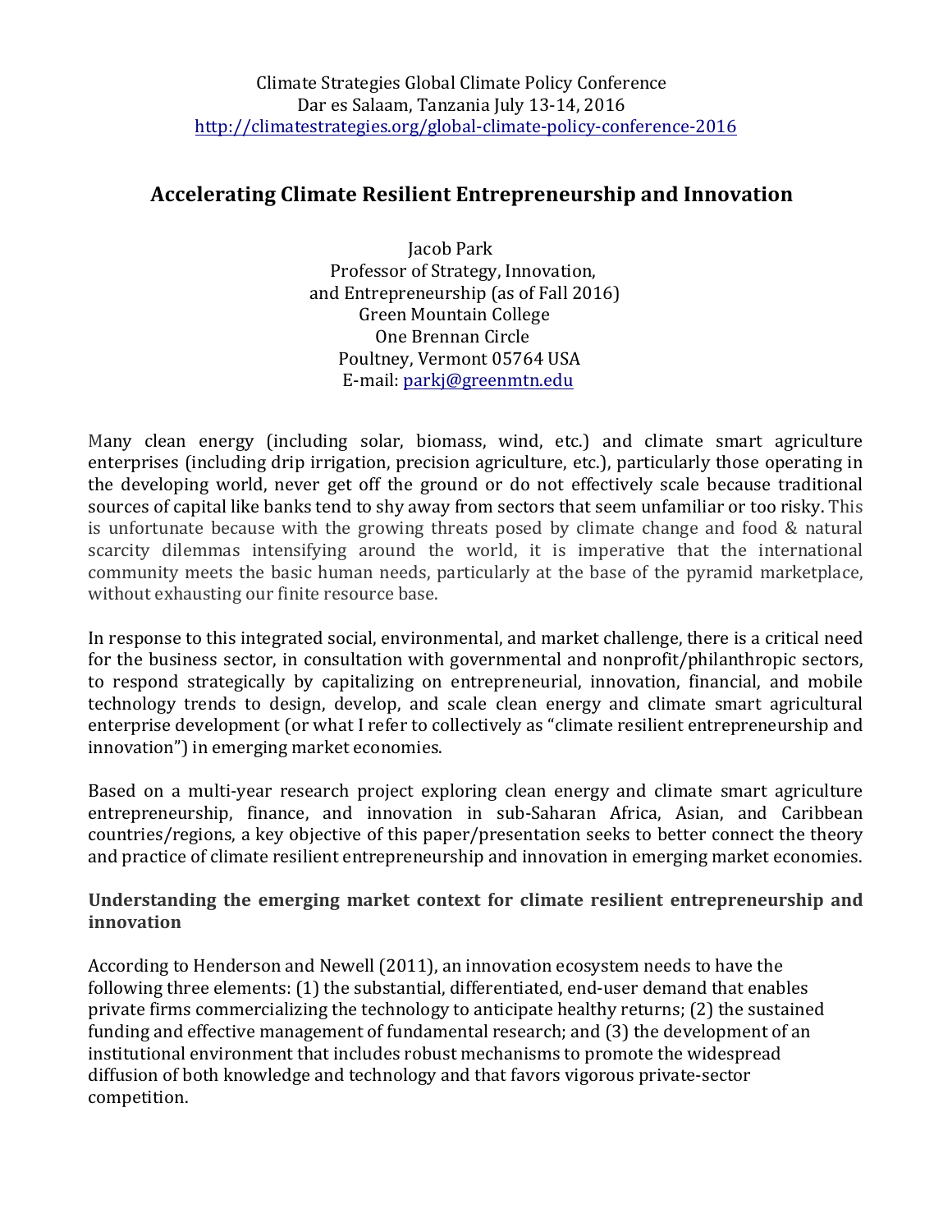Climate Strategies Global Climate Policy Conference
Dar es Salaam, Tanzania July 13-14, 2016
http://climatestrategies.org/global-climate-policy-conference-2016

# Accelerating Climate Resilient Entrepreneurship and Innovation

Jacob Park
Professor of Strategy, Innovation,
and Entrepreneurship (as of Fall 2016)
Green Mountain College
One Brennan Circle
Poultney, Vermont 05764 USA
E-mail: parkj@greenmtn.edu

Many clean energy (including solar, biomass, wind, etc.) and climate smart agriculture enterprises (including drip irrigation, precision agriculture, etc.), particularly those operating in the developing world, never get off the ground or do not effectively scale because traditional sources of capital like banks tend to shy away from sectors that seem unfamiliar or too risky. This is unfortunate because with the growing threats posed by climate change and food & natural scarcity dilemmas intensifying around the world, it is imperative that the international community meets the basic human needs, particularly at the base of the pyramid marketplace, without exhausting our finite resource base.

In response to this integrated social, environmental, and market challenge, there is a critical need for the business sector, in consultation with governmental and nonprofit/philanthropic sectors, to respond strategically by capitalizing on entrepreneurial, innovation, financial, and mobile technology trends to design, develop, and scale clean energy and climate smart agricultural enterprise development (or what I refer to collectively as "climate resilient entrepreneurship and innovation") in emerging market economies.

Based on a multi-year research project exploring clean energy and climate smart agriculture entrepreneurship, finance, and innovation in sub-Saharan Africa, Asian, and Caribbean countries/regions, a key objective of this paper/presentation seeks to better connect the theory and practice of climate resilient entrepreneurship and innovation in emerging market economies.

**Understanding the emerging market context for climate resilient entrepreneurship and innovation**

According to Henderson and Newell (2011), an innovation ecosystem needs to have the following three elements: (1) the substantial, differentiated, end-user demand that enables private firms commercializing the technology to anticipate healthy returns; (2) the sustained funding and effective management of fundamental research; and (3) the development of an institutional environment that includes robust mechanisms to promote the widespread diffusion of both knowledge and technology and that favors vigorous private-sector competition.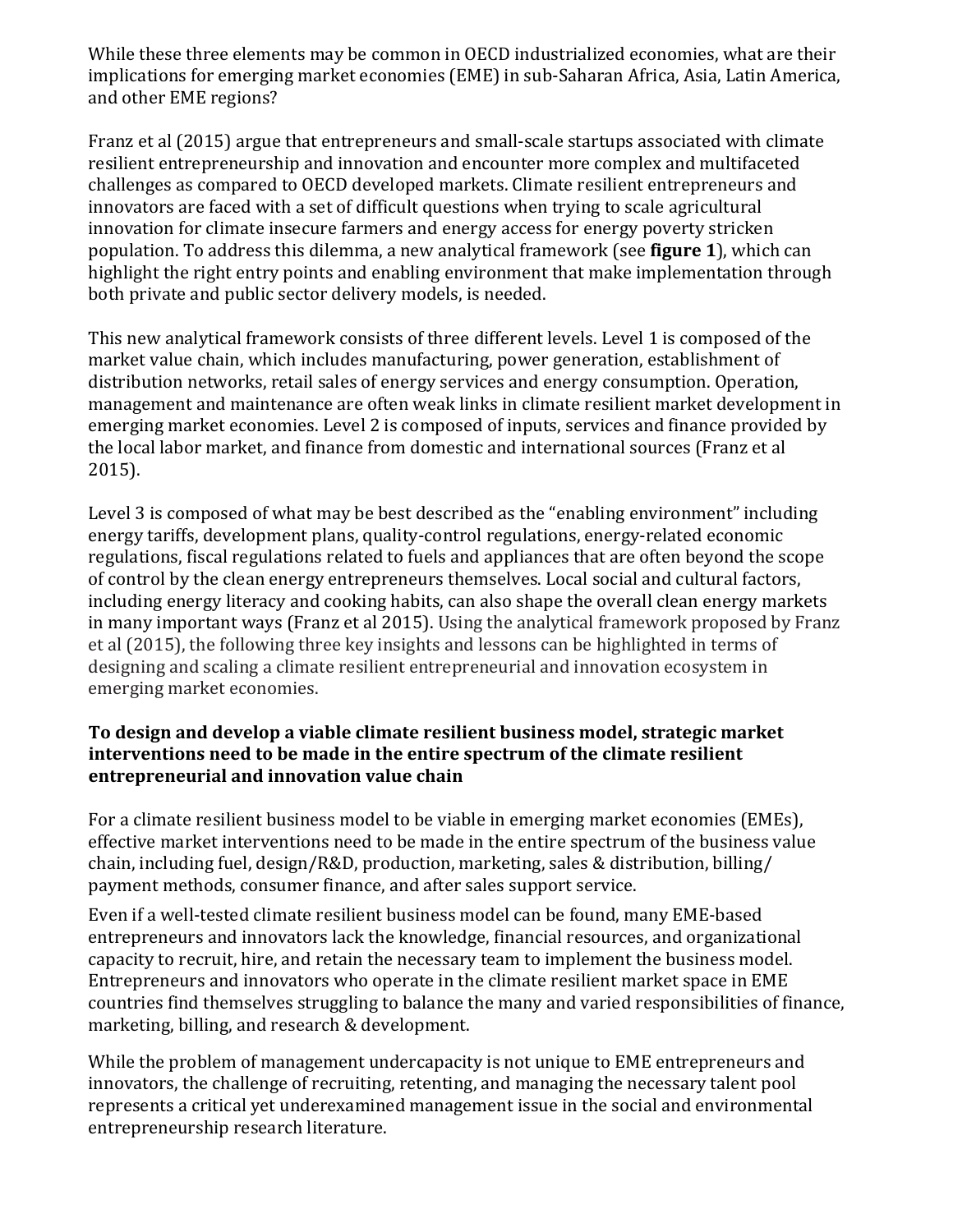While these three elements may be common in OECD industrialized economies, what are their implications for emerging market economies (EME) in sub-Saharan Africa, Asia, Latin America, and other EME regions?

Franz et al (2015) argue that entrepreneurs and small-scale startups associated with climate resilient entrepreneurship and innovation and encounter more complex and multifaceted challenges as compared to OECD developed markets. Climate resilient entrepreneurs and innovators are faced with a set of difficult questions when trying to scale agricultural innovation for climate insecure farmers and energy access for energy poverty stricken population. To address this dilemma, a new analytical framework (see **figure 1**), which can highlight the right entry points and enabling environment that make implementation through both private and public sector delivery models, is needed.

This new analytical framework consists of three different levels. Level 1 is composed of the market value chain, which includes manufacturing, power generation, establishment of distribution networks, retail sales of energy services and energy consumption. Operation, management and maintenance are often weak links in climate resilient market development in emerging market economies. Level 2 is composed of inputs, services and finance provided by the local labor market, and finance from domestic and international sources (Franz et al 2015).

Level 3 is composed of what may be best described as the "enabling environment" including energy tariffs, development plans, quality-control regulations, energy-related economic regulations, fiscal regulations related to fuels and appliances that are often beyond the scope of control by the clean energy entrepreneurs themselves. Local social and cultural factors, including energy literacy and cooking habits, can also shape the overall clean energy markets in many important ways (Franz et al 2015). Using the analytical framework proposed by Franz et al (2015), the following three key insights and lessons can be highlighted in terms of designing and scaling a climate resilient entrepreneurial and innovation ecosystem in emerging market economies.

**To design and develop a viable climate resilient business model, strategic market interventions need to be made in the entire spectrum of the climate resilient entrepreneurial and innovation value chain**

For a climate resilient business model to be viable in emerging market economies (EMEs), effective market interventions need to be made in the entire spectrum of the business value chain, including fuel, design/R&D, production, marketing, sales & distribution, billing/ payment methods, consumer finance, and after sales support service.

Even if a well-tested climate resilient business model can be found, many EME-based entrepreneurs and innovators lack the knowledge, financial resources, and organizational capacity to recruit, hire, and retain the necessary team to implement the business model. Entrepreneurs and innovators who operate in the climate resilient market space in EME countries find themselves struggling to balance the many and varied responsibilities of finance, marketing, billing, and research & development.

While the problem of management undercapacity is not unique to EME entrepreneurs and innovators, the challenge of recruiting, retenting, and managing the necessary talent pool represents a critical yet underexamined management issue in the social and environmental entrepreneurship research literature.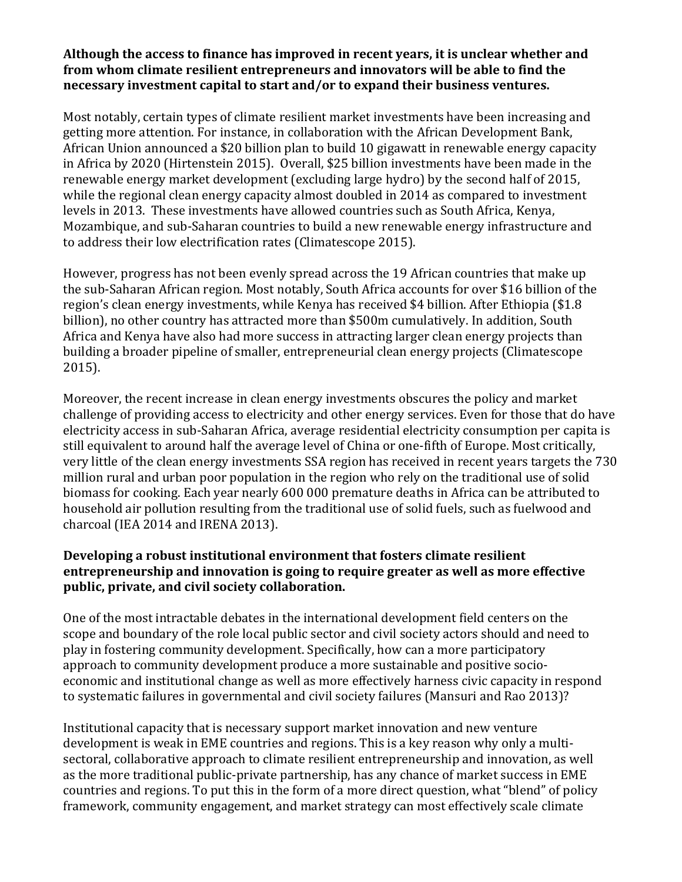**Although the access to finance has improved in recent years, it is unclear whether and from whom climate resilient entrepreneurs and innovators will be able to find the necessary investment capital to start and/or to expand their business ventures.**

Most notably, certain types of climate resilient market investments have been increasing and getting more attention. For instance, in collaboration with the African Development Bank, African Union announced a $20 billion plan to build 10 gigawatt in renewable energy capacity in Africa by 2020 (Hirtenstein 2015). Overall, $25 billion investments have been made in the renewable energy market development (excluding large hydro) by the second half of 2015, while the regional clean energy capacity almost doubled in 2014 as compared to investment levels in 2013. These investments have allowed countries such as South Africa, Kenya, Mozambique, and sub-Saharan countries to build a new renewable energy infrastructure and to address their low electrification rates (Climatescope 2015).

However, progress has not been evenly spread across the 19 African countries that make up the sub-Saharan African region. Most notably, South Africa accounts for over $16 billion of the region's clean energy investments, while Kenya has received $4 billion. After Ethiopia ($1.8 billion), no other country has attracted more than $500m cumulatively. In addition, South Africa and Kenya have also had more success in attracting larger clean energy projects than building a broader pipeline of smaller, entrepreneurial clean energy projects (Climatescope 2015).

Moreover, the recent increase in clean energy investments obscures the policy and market challenge of providing access to electricity and other energy services. Even for those that do have electricity access in sub-Saharan Africa, average residential electricity consumption per capita is still equivalent to around half the average level of China or one-fifth of Europe. Most critically, very little of the clean energy investments SSA region has received in recent years targets the 730 million rural and urban poor population in the region who rely on the traditional use of solid biomass for cooking. Each year nearly 600 000 premature deaths in Africa can be attributed to household air pollution resulting from the traditional use of solid fuels, such as fuelwood and charcoal (IEA 2014 and IRENA 2013).

**Developing a robust institutional environment that fosters climate resilient entrepreneurship and innovation is going to require greater as well as more effective public, private, and civil society collaboration.**

One of the most intractable debates in the international development field centers on the scope and boundary of the role local public sector and civil society actors should and need to play in fostering community development. Specifically, how can a more participatory approach to community development produce a more sustainable and positive socio-economic and institutional change as well as more effectively harness civic capacity in respond to systematic failures in governmental and civil society failures (Mansuri and Rao 2013)?

Institutional capacity that is necessary support market innovation and new venture development is weak in EME countries and regions. This is a key reason why only a multi-sectoral, collaborative approach to climate resilient entrepreneurship and innovation, as well as the more traditional public-private partnership, has any chance of market success in EME countries and regions. To put this in the form of a more direct question, what "blend" of policy framework, community engagement, and market strategy can most effectively scale climate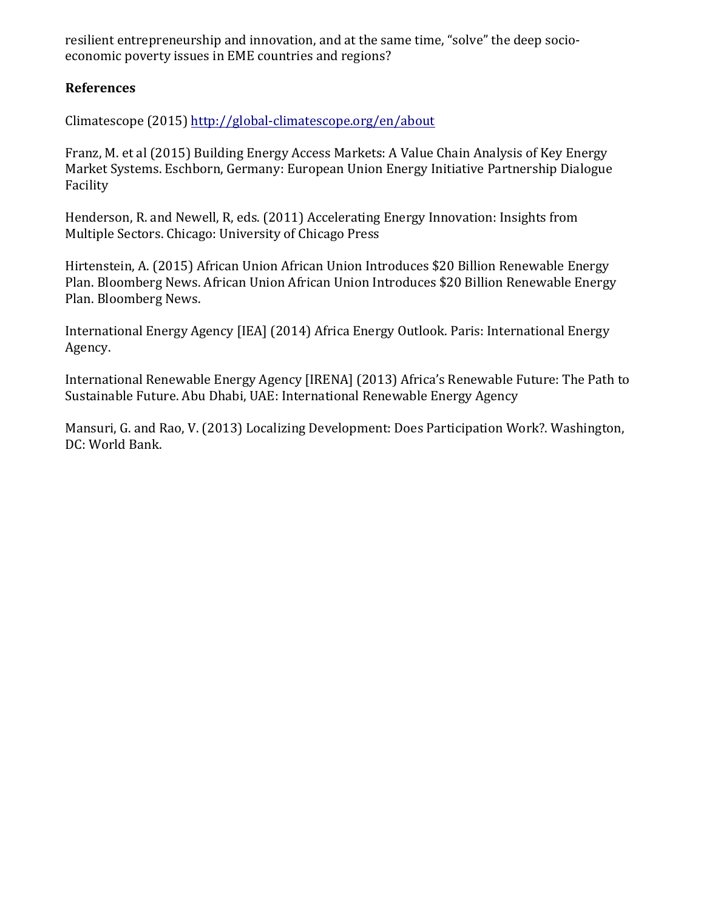resilient entrepreneurship and innovation, and at the same time, "solve" the deep socio-economic poverty issues in EME countries and regions?

## References

Climatescope (2015) http://global-climatescope.org/en/about

Franz, M. et al (2015) Building Energy Access Markets: A Value Chain Analysis of Key Energy Market Systems. Eschborn, Germany: European Union Energy Initiative Partnership Dialogue Facility

Henderson, R. and Newell, R, eds. (2011) Accelerating Energy Innovation: Insights from Multiple Sectors. Chicago: University of Chicago Press

Hirtenstein, A. (2015) African Union African Union Introduces $20 Billion Renewable Energy Plan. Bloomberg News. African Union African Union Introduces $20 Billion Renewable Energy Plan. Bloomberg News.

International Energy Agency [IEA] (2014) Africa Energy Outlook. Paris: International Energy Agency.

International Renewable Energy Agency [IRENA] (2013) Africa's Renewable Future: The Path to Sustainable Future. Abu Dhabi, UAE: International Renewable Energy Agency

Mansuri, G. and Rao, V. (2013) Localizing Development: Does Participation Work?. Washington, DC: World Bank.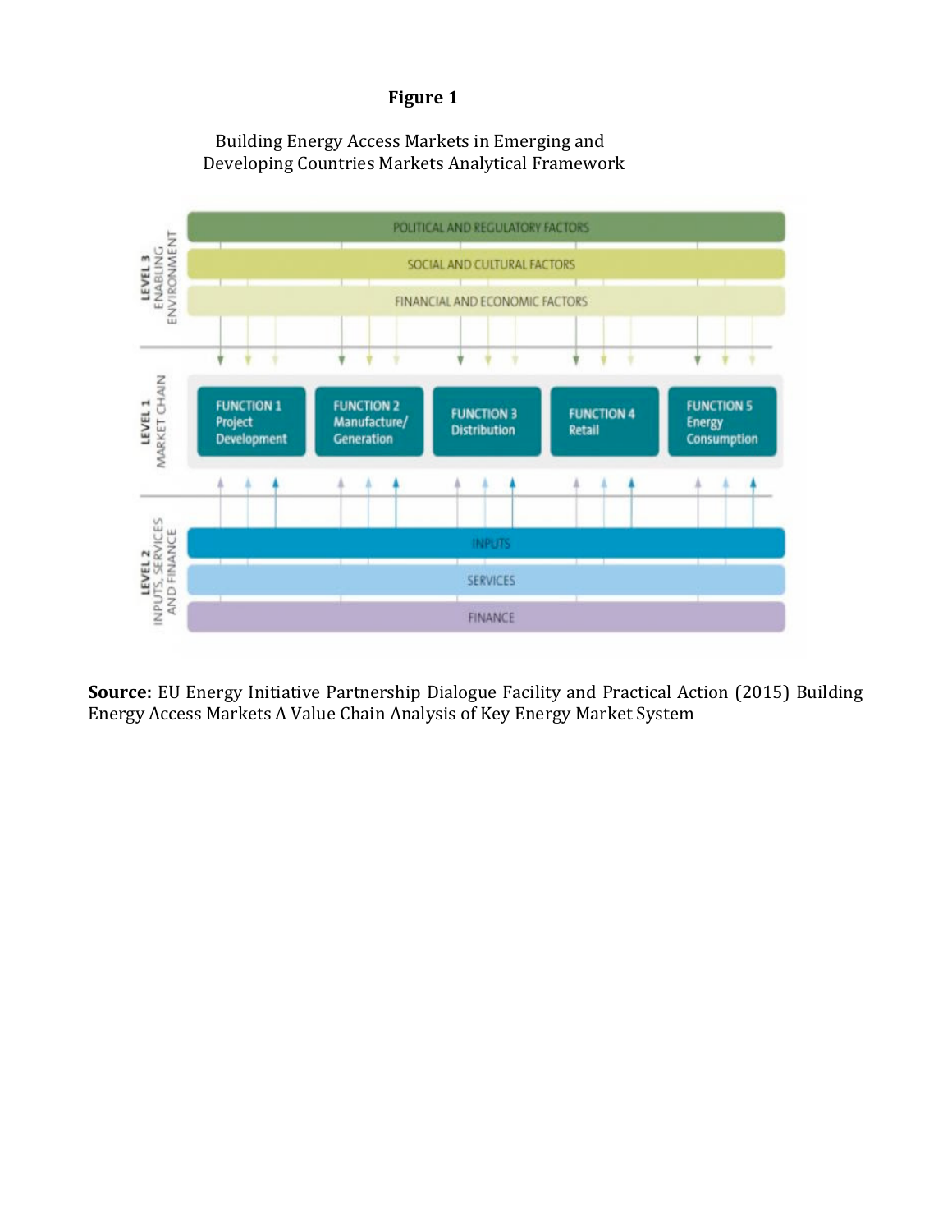**Figure 1**

Building Energy Access Markets in Emerging and Developing Countries Markets Analytical Framework

LEVEL 3
ENABLING ENVIRONMENT

POLITICAL AND REGULATORY FACTORS

SOCIAL AND CULTURAL FACTORS

FINANCIAL AND ECONOMIC FACTORS

LEVEL 1
MARKET CHAIN

FUNCTION 1
Project Development

FUNCTION 2
Manufacture/ Generation

FUNCTION 3
Distribution

FUNCTION 4
Retail

FUNCTION 5
Energy Consumption

LEVEL 2
INPUTS, SERVICES AND FINANCE

INPUTS

SERVICES

FINANCE

**Source:** EU Energy Initiative Partnership Dialogue Facility and Practical Action (2015) Building Energy Access Markets A Value Chain Analysis of Key Energy Market System